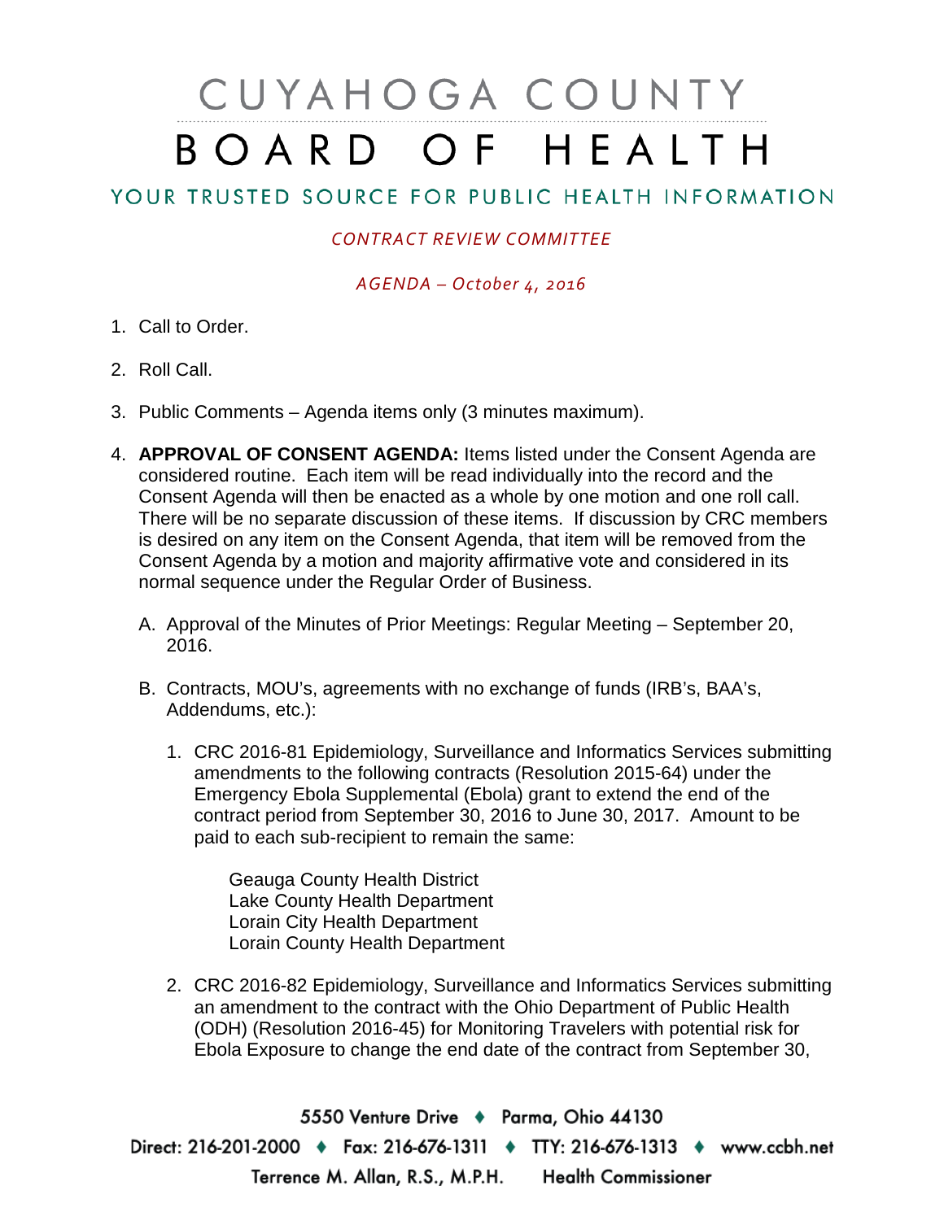# CUYAHOGA COUNTY BOARD OF HEALTH

YOUR TRUSTED SOURCE FOR PUBLIC HEALTH INFORMATION

*CONTRACT REVIEW COMMITTEE*

*AGENDA – October 4, 2016*

1. Call to Order.
2. Roll Call.
3. Public Comments – Agenda items only (3 minutes maximum).
4. **APPROVAL OF CONSENT AGENDA:** Items listed under the Consent Agenda are considered routine. Each item will be read individually into the record and the Consent Agenda will then be enacted as a whole by one motion and one roll call. There will be no separate discussion of these items. If discussion by CRC members is desired on any item on the Consent Agenda, that item will be removed from the Consent Agenda by a motion and majority affirmative vote and considered in its normal sequence under the Regular Order of Business.

   A. Approval of the Minutes of Prior Meetings: Regular Meeting – September 20, 2016.

   B. Contracts, MOU's, agreements with no exchange of funds (IRB's, BAA's, Addendums, etc.):

      1. CRC 2016-81 Epidemiology, Surveillance and Informatics Services submitting amendments to the following contracts (Resolution 2015-64) under the Emergency Ebola Supplemental (Ebola) grant to extend the end of the contract period from September 30, 2016 to June 30, 2017. Amount to be paid to each sub-recipient to remain the same:

         Geauga County Health District
         Lake County Health Department
         Lorain City Health Department
         Lorain County Health Department

      2. CRC 2016-82 Epidemiology, Surveillance and Informatics Services submitting an amendment to the contract with the Ohio Department of Public Health (ODH) (Resolution 2016-45) for Monitoring Travelers with potential risk for Ebola Exposure to change the end date of the contract from September 30,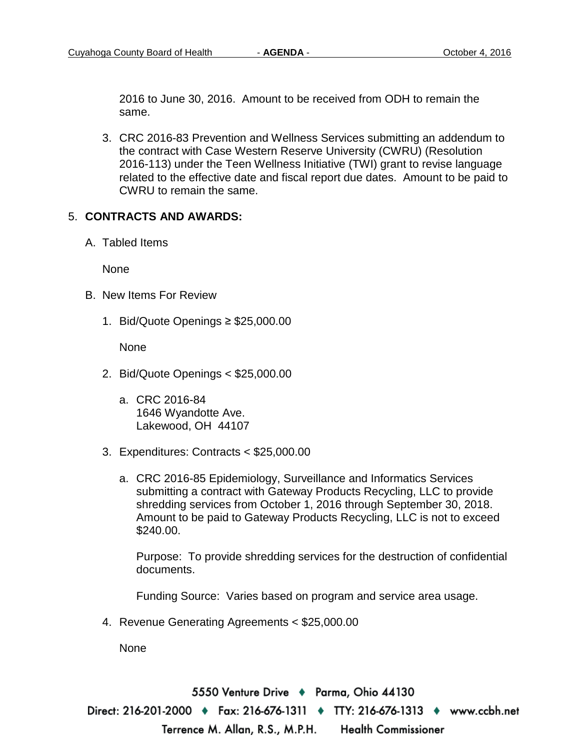2016 to June 30, 2016. Amount to be received from ODH to remain the same.

3. CRC 2016-83 Prevention and Wellness Services submitting an addendum to the contract with Case Western Reserve University (CWRU) (Resolution 2016-113) under the Teen Wellness Initiative (TWI) grant to revise language related to the effective date and fiscal report due dates. Amount to be paid to CWRU to remain the same.

5. **CONTRACTS AND AWARDS:**

   A. Tabled Items

      None

   B. New Items For Review

      1. Bid/Quote Openings ≥ $25,000.00

         None

      2. Bid/Quote Openings < $25,000.00

         a. CRC 2016-84
            1646 Wyandotte Ave.
            Lakewood, OH 44107

      3. Expenditures: Contracts < $25,000.00

         a. CRC 2016-85 Epidemiology, Surveillance and Informatics Services submitting a contract with Gateway Products Recycling, LLC to provide shredding services from October 1, 2016 through September 30, 2018. Amount to be paid to Gateway Products Recycling, LLC is not to exceed $240.00.

            Purpose: To provide shredding services for the destruction of confidential documents.

            Funding Source: Varies based on program and service area usage.

      4. Revenue Generating Agreements < $25,000.00

         None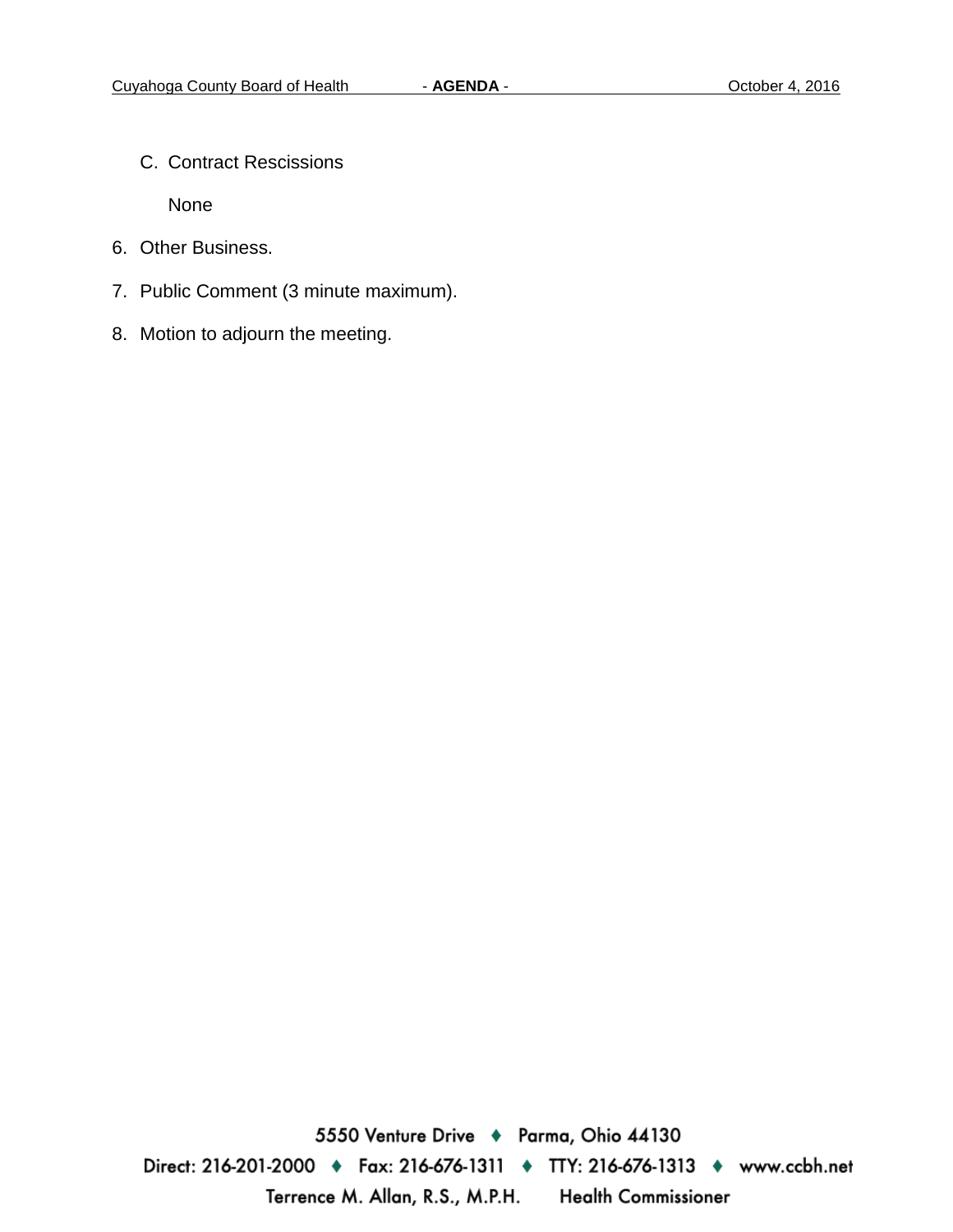C. Contract Rescissions

None

6. Other Business.

7. Public Comment (3 minute maximum).

8. Motion to adjourn the meeting.